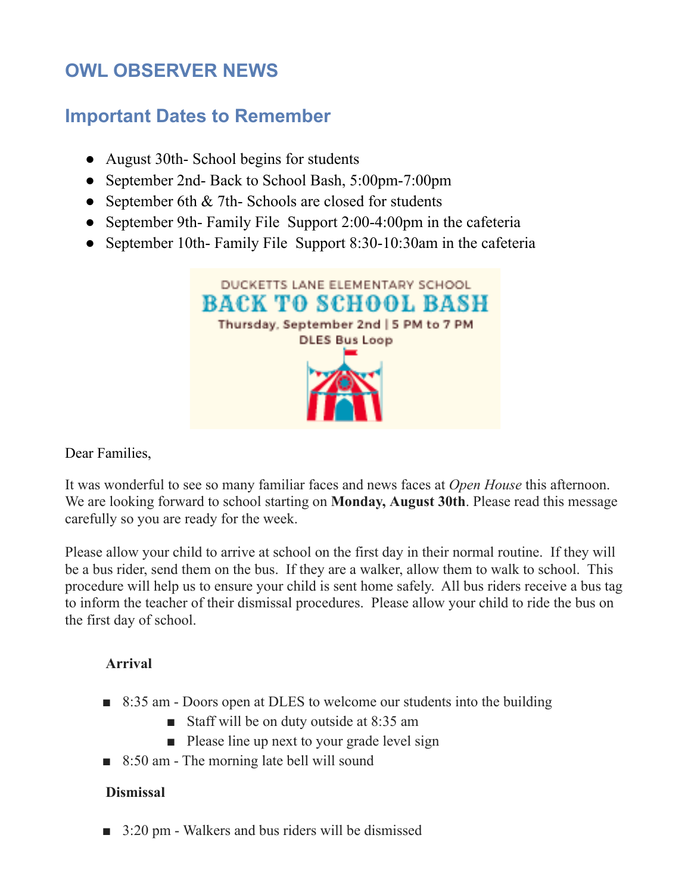## OWL OBSERVER NEWS

## Important Dates to Remember

- August 30th- School begins for students
- September 2nd- Back to School Bash, 5:00pm-7:00pm
- September 6th & 7th- Schools are closed for students
- September 9th- Family File Support 2:00-4:00pm in the cafeteria
- September 10th- Family File Support 8:30-10:30am in the cafeteria

DUCKETTS LANE ELEMENTARY SCHOOL
BACK TO SCHOOL BASH
Thursday, September 2nd | 5 PM to 7 PM
DLES Bus Loop

Dear Families,

It was wonderful to see so many familiar faces and news faces at *Open House* this afternoon. We are looking forward to school starting on **Monday, August 30th**. Please read this message carefully so you are ready for the week.

Please allow your child to arrive at school on the first day in their normal routine. If they will be a bus rider, send them on the bus. If they are a walker, allow them to walk to school. This procedure will help us to ensure your child is sent home safely. All bus riders receive a bus tag to inform the teacher of their dismissal procedures. Please allow your child to ride the bus on the first day of school.

**Arrival**

- 8:35 am - Doors open at DLES to welcome our students into the building
  - Staff will be on duty outside at 8:35 am
  - Please line up next to your grade level sign
- 8:50 am - The morning late bell will sound

**Dismissal**

- 3:20 pm - Walkers and bus riders will be dismissed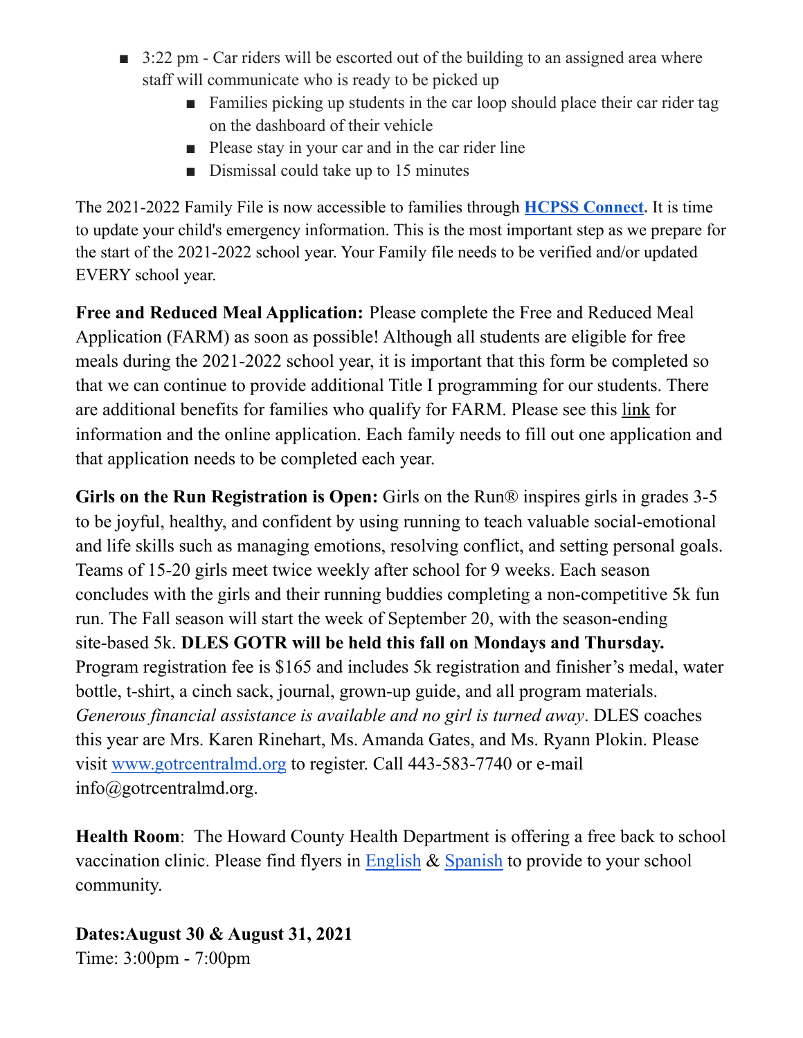- 3:22 pm - Car riders will be escorted out of the building to an assigned area where staff will communicate who is ready to be picked up
  - Families picking up students in the car loop should place their car rider tag on the dashboard of their vehicle
  - Please stay in your car and in the car rider line
  - Dismissal could take up to 15 minutes

The 2021-2022 Family File is now accessible to families through **HCPSS Connect**. It is time to update your child's emergency information. This is the most important step as we prepare for the start of the 2021-2022 school year. Your Family file needs to be verified and/or updated EVERY school year.

**Free and Reduced Meal Application:** Please complete the Free and Reduced Meal Application (FARM) as soon as possible! Although all students are eligible for free meals during the 2021-2022 school year, it is important that this form be completed so that we can continue to provide additional Title I programming for our students. There are additional benefits for families who qualify for FARM. Please see this link for information and the online application. Each family needs to fill out one application and that application needs to be completed each year.

**Girls on the Run Registration is Open:** Girls on the Run® inspires girls in grades 3-5 to be joyful, healthy, and confident by using running to teach valuable social-emotional and life skills such as managing emotions, resolving conflict, and setting personal goals. Teams of 15-20 girls meet twice weekly after school for 9 weeks. Each season concludes with the girls and their running buddies completing a non-competitive 5k fun run. The Fall season will start the week of September 20, with the season-ending site-based 5k. **DLES GOTR will be held this fall on Mondays and Thursday.** Program registration fee is $165 and includes 5k registration and finisher's medal, water bottle, t-shirt, a cinch sack, journal, grown-up guide, and all program materials. *Generous financial assistance is available and no girl is turned away*. DLES coaches this year are Mrs. Karen Rinehart, Ms. Amanda Gates, and Ms. Ryann Plokin. Please visit www.gotrcentralmd.org to register. Call 443-583-7740 or e-mail info@gotrcentralmd.org.

**Health Room**: The Howard County Health Department is offering a free back to school vaccination clinic. Please find flyers in English & Spanish to provide to your school community.

**Dates:August 30 & August 31, 2021**
Time: 3:00pm - 7:00pm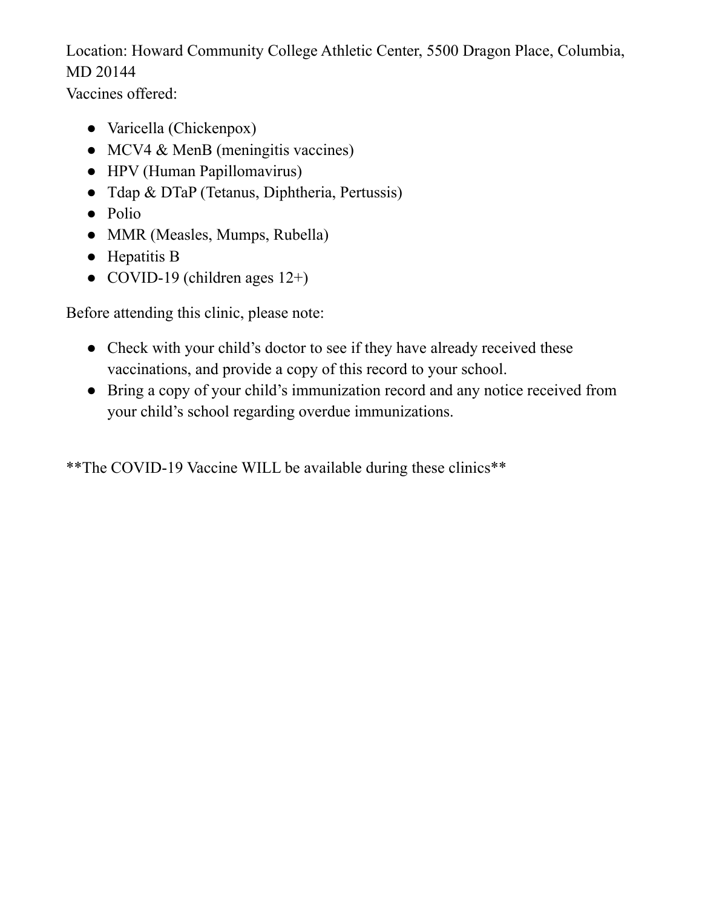Location: Howard Community College Athletic Center, 5500 Dragon Place, Columbia, MD 20144

Vaccines offered:

- Varicella (Chickenpox)
- MCV4 & MenB (meningitis vaccines)
- HPV (Human Papillomavirus)
- Tdap & DTaP (Tetanus, Diphtheria, Pertussis)
- Polio
- MMR (Measles, Mumps, Rubella)
- Hepatitis B
- COVID-19 (children ages 12+)

Before attending this clinic, please note:

- Check with your child's doctor to see if they have already received these vaccinations, and provide a copy of this record to your school.
- Bring a copy of your child's immunization record and any notice received from your child's school regarding overdue immunizations.

**The COVID-19 Vaccine WILL be available during these clinics**